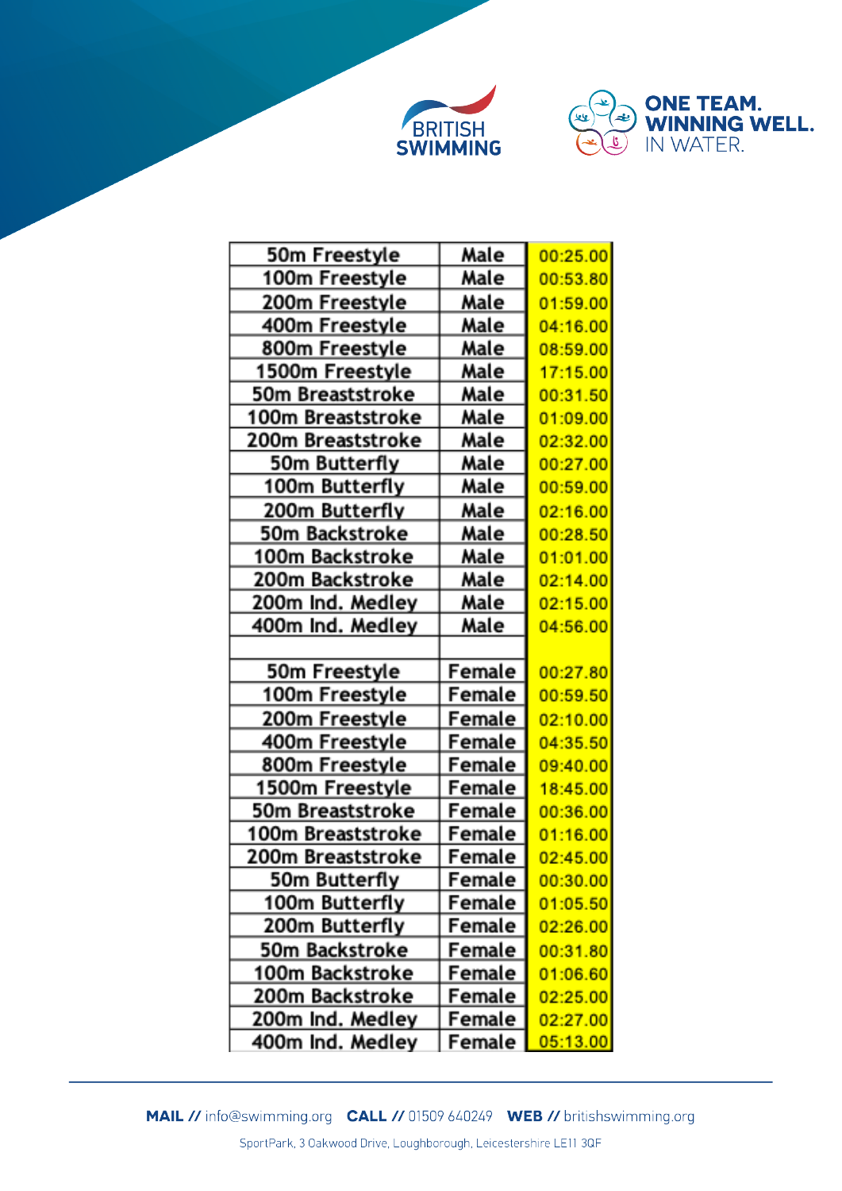BRITISH SWIMMING

ONE TEAM. WINNING WELL. IN WATER.

| 50m Freestyle | Male | 00:25.00 |
|---|---|---|
| 100m Freestyle | Male | 00:53.80 |
| 200m Freestyle | Male | 01:59.00 |
| 400m Freestyle | Male | 04:16.00 |
| 800m Freestyle | Male | 08:59.00 |
| 1500m Freestyle | Male | 17:15.00 |
| 50m Breaststroke | Male | 00:31.50 |
| 100m Breaststroke | Male | 01:09.00 |
| 200m Breaststroke | Male | 02:32.00 |
| 50m Butterfly | Male | 00:27.00 |
| 100m Butterfly | Male | 00:59.00 |
| 200m Butterfly | Male | 02:16.00 |
| 50m Backstroke | Male | 00:28.50 |
| 100m Backstroke | Male | 01:01.00 |
| 200m Backstroke | Male | 02:14.00 |
| 200m Ind. Medley | Male | 02:15.00 |
| 400m Ind. Medley | Male | 04:56.00 |
| | | |
| 50m Freestyle | Female | 00:27.80 |
| 100m Freestyle | Female | 00:59.50 |
| 200m Freestyle | Female | 02:10.00 |
| 400m Freestyle | Female | 04:35.50 |
| 800m Freestyle | Female | 09:40.00 |
| 1500m Freestyle | Female | 18:45.00 |
| 50m Breaststroke | Female | 00:36.00 |
| 100m Breaststroke | Female | 01:16.00 |
| 200m Breaststroke | Female | 02:45.00 |
| 50m Butterfly | Female | 00:30.00 |
| 100m Butterfly | Female | 01:05.50 |
| 200m Butterfly | Female | 02:26.00 |
| 50m Backstroke | Female | 00:31.80 |
| 100m Backstroke | Female | 01:06.60 |
| 200m Backstroke | Female | 02:25.00 |
| 200m Ind. Medley | Female | 02:27.00 |
| 400m Ind. Medley | Female | 05:13.00 |

**MAIL //** info@swimming.org **CALL //** 01509 640249 **WEB //** britishswimming.org

SportPark, 3 Oakwood Drive, Loughborough, Leicestershire LE11 3QF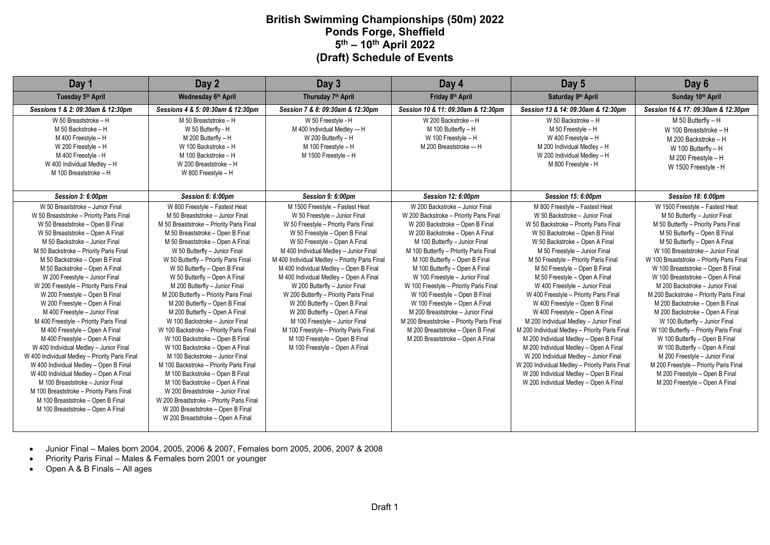# British Swimming Championships (50m) 2022
## Ponds Forge, Sheffield
## 5th – 10th April 2022
## (Draft) Schedule of Events

| Day 1 | Day 2 | Day 3 | Day 4 | Day 5 | Day 6 |
|---|---|---|---|---|---|
| **Tuesday 5th April** | **Wednesday 6th April** | **Thursday 7th April** | **Friday 8th April** | **Saturday 9th April** | **Sunday 10th April** |
| ***Sessions 1 & 2: 09:30am & 12:30pm*** | ***Sessions 4 & 5: 09:30am & 12:30pm*** | ***Session 7 & 8: 09:30am & 12:30pm*** | ***Session 10 & 11: 09:30am & 12:30pm*** | ***Session 13 & 14: 09:30am & 12:30pm*** | ***Session 16 & 17: 09:30am & 12:30pm*** |
| W 50 Breaststroke – H<br>M 50 Backstroke – H<br>M 400 Freestyle – H<br>W 200 Freestyle – H<br>M 400 Freestyle - H<br>W 400 Individual Medley – H<br>M 100 Breaststroke – H | M 50 Breaststroke – H<br>W 50 Butterfly - H<br>M 200 Butterfly – H<br>W 100 Backstroke – H<br>M 100 Backstroke – H<br>W 200 Breaststroke – H<br>W 800 Freestyle – H | W 50 Freestyle - H<br>M 400 Individual Medley –- H<br>W 200 Butterfly – H<br>M 100 Freestyle – H<br>M 1500 Freestyle – H | W 200 Backstroke – H<br>M 100 Butterfly – H<br>W 100 Freestyle – H<br>M 200 Breaststroke –- H | W 50 Backstroke – H<br>M 50 Freestyle – H<br>W 400 Freestyle – H<br>M 200 Individual Medley – H<br>W 200 Individual Medley – H<br>M 800 Freestyle - H | M 50 Butterfly – H<br>W 100 Breaststroke – H<br>M 200 Backstroke – H<br>W 100 Butterfly – H<br>M 200 Freestyle – H<br>W 1500 Freestyle - H |
| ***Session 3: 6:00pm*** | ***Session 6: 6:00pm*** | ***Session 9: 6:00pm*** | ***Session 12: 6:00pm*** | ***Session 15: 6:00pm*** | ***Session 18: 6:00pm*** |
| W 50 Breaststroke – Junior Final<br>W 50 Breaststroke – Priority Paris Final<br>W 50 Breaststroke – Open B Final<br>W 50 Breaststroke – Open A Final<br>M 50 Backstroke – Junior Final<br>M 50 Backstroke – Priority Paris Final<br>M 50 Backstroke – Open B Final<br>M 50 Backstroke – Open A Final<br>W 200 Freestyle – Junior Final<br>W 200 Freestyle – Priority Paris Final<br>W 200 Freestyle – Open B Final<br>W 200 Freestyle – Open A Final<br>M 400 Freestyle – Junior Final<br>M 400 Freestyle – Priority Paris Final<br>M 400 Freestyle – Open A Final<br>M 400 Freestyle – Open A Final<br>W 400 Individual Medley – Junior Final<br>W 400 Individual Medley – Priority Paris Final<br>W 400 Individual Medley – Open B Final<br>W 400 Individual Medley – Open A Final<br>M 100 Breaststroke – Junior Final<br>M 100 Breaststroke – Priority Paris Final<br>M 100 Breaststroke – Open B Final<br>M 100 Breaststroke – Open A Final | W 800 Freestyle – Fastest Heat<br>M 50 Breaststroke – Junior Final<br>M 50 Breaststroke – Priority Paris Final<br>M 50 Breaststroke – Open B Final<br>M 50 Breaststroke – Open A Final<br>W 50 Butterfly – Junior Final<br>W 50 Butterfly – Priority Paris Final<br>W 50 Butterfly – Open B Final<br>W 50 Butterfly – Open A Final<br>M 200 Butterfly – Junior Final<br>M 200 Butterfly – Priority Paris Final<br>M 200 Butterfly – Open B Final<br>M 200 Butterfly – Open A Final<br>W 100 Backstroke – Junior Final<br>W 100 Backstroke – Priority Paris Final<br>W 100 Backstroke – Open B Final<br>W 100 Backstroke – Open A Final<br>M 100 Backstroke – Junior Final<br>M 100 Backstroke – Priority Paris Final<br>M 100 Backstroke – Open B Final<br>M 100 Backstroke – Open A Final<br>W 200 Breaststroke – Junior Final<br>W 200 Breaststroke – Priority Paris Final<br>W 200 Breaststroke – Open B Final<br>W 200 Breaststroke – Open A Final | M 1500 Freestyle – Fastest Heat<br>W 50 Freestyle – Junior Final<br>W 50 Freestyle – Priority Paris Final<br>W 50 Freestyle – Open B Final<br>W 50 Freestyle – Open A Final<br>M 400 Individual Medley – Junior Final<br>M 400 Individual Medley – Priority Paris Final<br>M 400 Individual Medley – Open B Final<br>M 400 Individual Medley – Open A Final<br>W 200 Butterfly – Junior Final<br>W 200 Butterfly – Priority Paris Final<br>W 200 Butterfly – Open B Final<br>W 200 Butterfly – Open A Final<br>M 100 Freestyle – Junior Final<br>M 100 Freestyle – Priority Paris Final<br>M 100 Freestyle – Open B Final<br>M 100 Freestyle – Open A Final | W 200 Backstroke – Junior Final<br>W 200 Backstroke – Priority Paris Final<br>W 200 Backstroke – Open B Final<br>W 200 Backstroke – Open A Final<br>M 100 Butterfly – Junior Final<br>M 100 Butterfly – Priority Paris Final<br>M 100 Butterfly – Open B Final<br>M 100 Butterfly – Open A Final<br>W 100 Freestyle – Junior Final<br>W 100 Freestyle – Priority Paris Final<br>W 100 Freestyle – Open B Final<br>W 100 Freestyle – Open A Final<br>M 200 Breaststroke – Junior Final<br>M 200 Breaststroke – Priority Paris Final<br>M 200 Breaststroke – Open B Final<br>M 200 Breaststroke – Open A Final | M 800 Freestyle – Fastest Heat<br>W 50 Backstroke – Junior Final<br>W 50 Backstroke – Priority Paris Final<br>W 50 Backstroke – Open B Final<br>W 50 Backstroke – Open A Final<br>M 50 Freestyle – Junior Final<br>M 50 Freestyle – Priority Paris Final<br>M 50 Freestyle – Open B Final<br>M 50 Freestyle – Open A Final<br>W 400 Freestyle – Junior Final<br>W 400 Freestyle – Priority Paris Final<br>W 400 Freestyle – Open B Final<br>W 400 Freestyle – Open A Final<br>M 200 Individual Medley – Junior Final<br>M 200 Individual Medley – Priority Paris Final<br>M 200 Individual Medley – Open B Final<br>M 200 Individual Medley – Open A Final<br>W 200 Individual Medley – Junior Final<br>W 200 Individual Medley – Priority Paris Final<br>W 200 Individual Medley – Open B Final<br>W 200 Individual Medley – Open A Final | W 1500 Freestyle – Fastest Heat<br>M 50 Butterfly – Junior Final<br>M 50 Butterfly – Priority Paris Final<br>M 50 Butterfly – Open B Final<br>M 50 Butterfly – Open A Final<br>W 100 Breaststroke – Junior Final<br>W 100 Breaststroke – Priority Paris Final<br>W 100 Breaststroke – Open B Final<br>W 100 Breaststroke – Open A Final<br>M 200 Backstroke – Junior Final<br>M 200 Backstroke – Priority Paris Final<br>M 200 Backstroke – Open B Final<br>M 200 Backstroke – Open A Final<br>W 100 Butterfly – Junior Final<br>W 100 Butterfly – Priority Paris Final<br>W 100 Butterfly – Open B Final<br>W 100 Butterfly – Open A Final<br>M 200 Freestyle – Junior Final<br>M 200 Freestyle – Priority Paris Final<br>M 200 Freestyle – Open B Final<br>M 200 Freestyle – Open A Final |

- Junior Final – Males born 2004, 2005, 2006 & 2007, Females born 2005, 2006, 2007 & 2008
- Priority Paris Final – Males & Females born 2001 or younger
- Open A & B Finals – All ages

Draft 1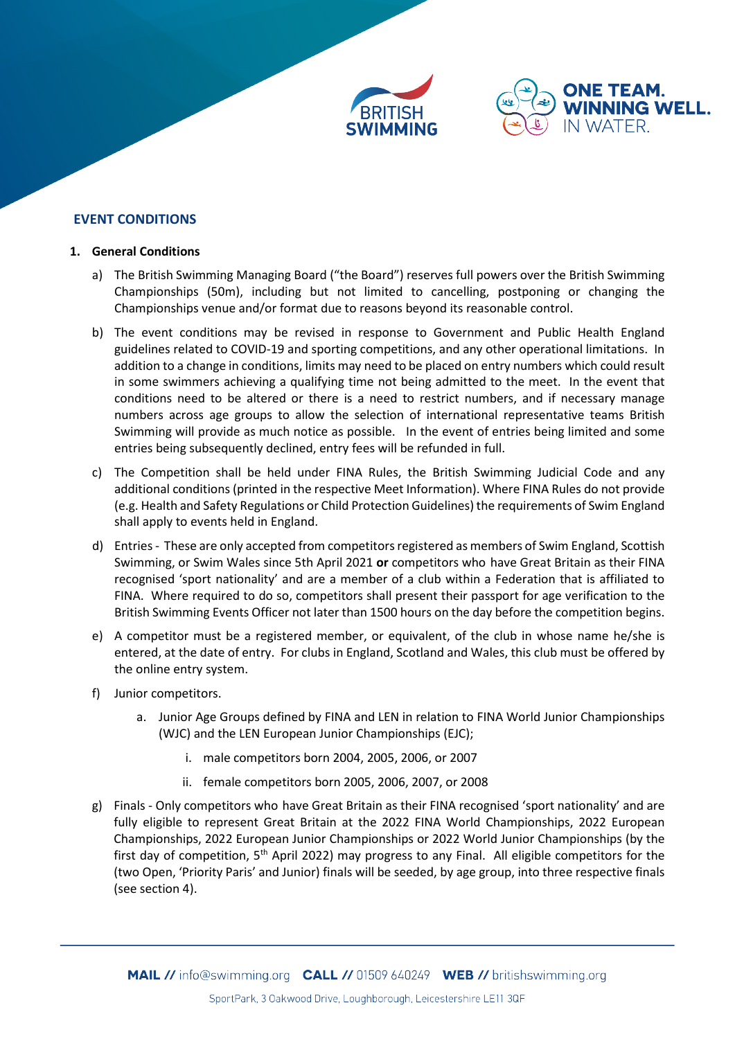## EVENT CONDITIONS

### 1. General Conditions

a) The British Swimming Managing Board ("the Board") reserves full powers over the British Swimming Championships (50m), including but not limited to cancelling, postponing or changing the Championships venue and/or format due to reasons beyond its reasonable control.

b) The event conditions may be revised in response to Government and Public Health England guidelines related to COVID-19 and sporting competitions, and any other operational limitations. In addition to a change in conditions, limits may need to be placed on entry numbers which could result in some swimmers achieving a qualifying time not being admitted to the meet. In the event that conditions need to be altered or there is a need to restrict numbers, and if necessary manage numbers across age groups to allow the selection of international representative teams British Swimming will provide as much notice as possible. In the event of entries being limited and some entries being subsequently declined, entry fees will be refunded in full.

c) The Competition shall be held under FINA Rules, the British Swimming Judicial Code and any additional conditions (printed in the respective Meet Information). Where FINA Rules do not provide (e.g. Health and Safety Regulations or Child Protection Guidelines) the requirements of Swim England shall apply to events held in England.

d) Entries - These are only accepted from competitors registered as members of Swim England, Scottish Swimming, or Swim Wales since 5th April 2021 **or** competitors who have Great Britain as their FINA recognised 'sport nationality' and are a member of a club within a Federation that is affiliated to FINA. Where required to do so, competitors shall present their passport for age verification to the British Swimming Events Officer not later than 1500 hours on the day before the competition begins.

e) A competitor must be a registered member, or equivalent, of the club in whose name he/she is entered, at the date of entry. For clubs in England, Scotland and Wales, this club must be offered by the online entry system.

f) Junior competitors.

   a. Junior Age Groups defined by FINA and LEN in relation to FINA World Junior Championships (WJC) and the LEN European Junior Championships (EJC);

      i. male competitors born 2004, 2005, 2006, or 2007

      ii. female competitors born 2005, 2006, 2007, or 2008

g) Finals - Only competitors who have Great Britain as their FINA recognised 'sport nationality' and are fully eligible to represent Great Britain at the 2022 FINA World Championships, 2022 European Championships, 2022 European Junior Championships or 2022 World Junior Championships (by the first day of competition, 5th April 2022) may progress to any Final. All eligible competitors for the (two Open, 'Priority Paris' and Junior) finals will be seeded, by age group, into three respective finals (see section 4).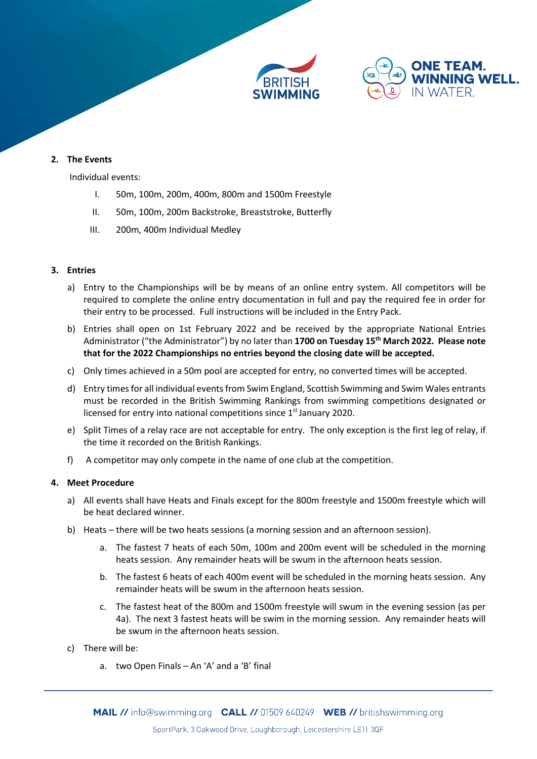## 2. The Events

Individual events:

I. 50m, 100m, 200m, 400m, 800m and 1500m Freestyle

II. 50m, 100m, 200m Backstroke, Breaststroke, Butterfly

III. 200m, 400m Individual Medley

## 3. Entries

a) Entry to the Championships will be by means of an online entry system. All competitors will be required to complete the online entry documentation in full and pay the required fee in order for their entry to be processed. Full instructions will be included in the Entry Pack.

b) Entries shall open on 1st February 2022 and be received by the appropriate National Entries Administrator ("the Administrator") by no later than **1700 on Tuesday 15th March 2022. Please note that for the 2022 Championships no entries beyond the closing date will be accepted.**

c) Only times achieved in a 50m pool are accepted for entry, no converted times will be accepted.

d) Entry times for all individual events from Swim England, Scottish Swimming and Swim Wales entrants must be recorded in the British Swimming Rankings from swimming competitions designated or licensed for entry into national competitions since 1st January 2020.

e) Split Times of a relay race are not acceptable for entry. The only exception is the first leg of relay, if the time it recorded on the British Rankings.

f) A competitor may only compete in the name of one club at the competition.

## 4. Meet Procedure

a) All events shall have Heats and Finals except for the 800m freestyle and 1500m freestyle which will be heat declared winner.

b) Heats – there will be two heats sessions (a morning session and an afternoon session).

   a. The fastest 7 heats of each 50m, 100m and 200m event will be scheduled in the morning heats session. Any remainder heats will be swum in the afternoon heats session.

   b. The fastest 6 heats of each 400m event will be scheduled in the morning heats session. Any remainder heats will be swum in the afternoon heats session.

   c. The fastest heat of the 800m and 1500m freestyle will swum in the evening session (as per 4a). The next 3 fastest heats will be swim in the morning session. Any remainder heats will be swum in the afternoon heats session.

c) There will be:

   a. two Open Finals – An 'A' and a 'B' final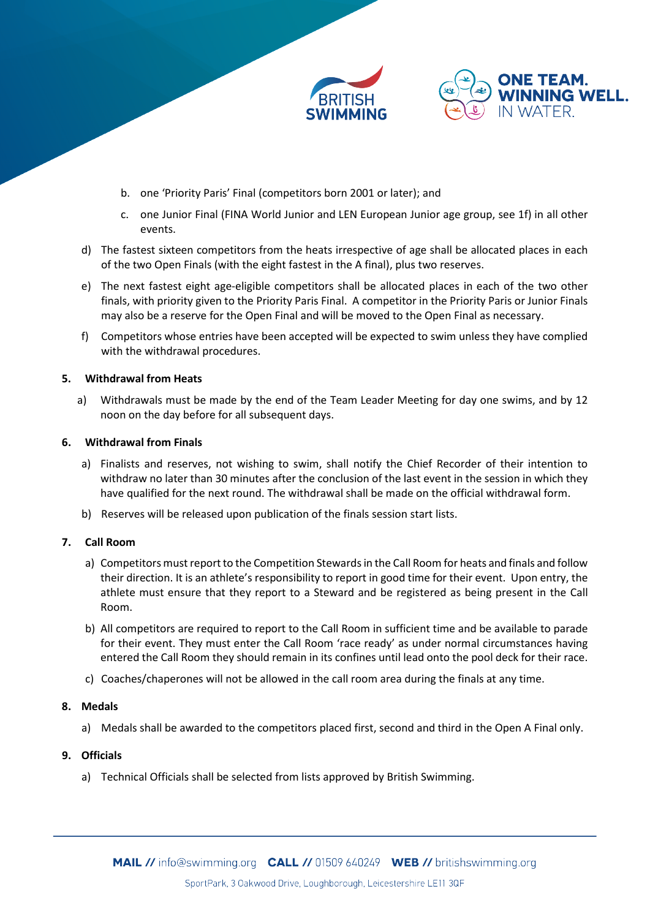b. one 'Priority Paris' Final (competitors born 2001 or later); and

c. one Junior Final (FINA World Junior and LEN European Junior age group, see 1f) in all other events.

d) The fastest sixteen competitors from the heats irrespective of age shall be allocated places in each of the two Open Finals (with the eight fastest in the A final), plus two reserves.

e) The next fastest eight age-eligible competitors shall be allocated places in each of the two other finals, with priority given to the Priority Paris Final. A competitor in the Priority Paris or Junior Finals may also be a reserve for the Open Final and will be moved to the Open Final as necessary.

f) Competitors whose entries have been accepted will be expected to swim unless they have complied with the withdrawal procedures.

**5. Withdrawal from Heats**

a) Withdrawals must be made by the end of the Team Leader Meeting for day one swims, and by 12 noon on the day before for all subsequent days.

**6. Withdrawal from Finals**

a) Finalists and reserves, not wishing to swim, shall notify the Chief Recorder of their intention to withdraw no later than 30 minutes after the conclusion of the last event in the session in which they have qualified for the next round. The withdrawal shall be made on the official withdrawal form.

b) Reserves will be released upon publication of the finals session start lists.

**7. Call Room**

a) Competitors must report to the Competition Stewards in the Call Room for heats and finals and follow their direction. It is an athlete's responsibility to report in good time for their event. Upon entry, the athlete must ensure that they report to a Steward and be registered as being present in the Call Room.

b) All competitors are required to report to the Call Room in sufficient time and be available to parade for their event. They must enter the Call Room 'race ready' as under normal circumstances having entered the Call Room they should remain in its confines until lead onto the pool deck for their race.

c) Coaches/chaperones will not be allowed in the call room area during the finals at any time.

**8. Medals**

a) Medals shall be awarded to the competitors placed first, second and third in the Open A Final only.

**9. Officials**

a) Technical Officials shall be selected from lists approved by British Swimming.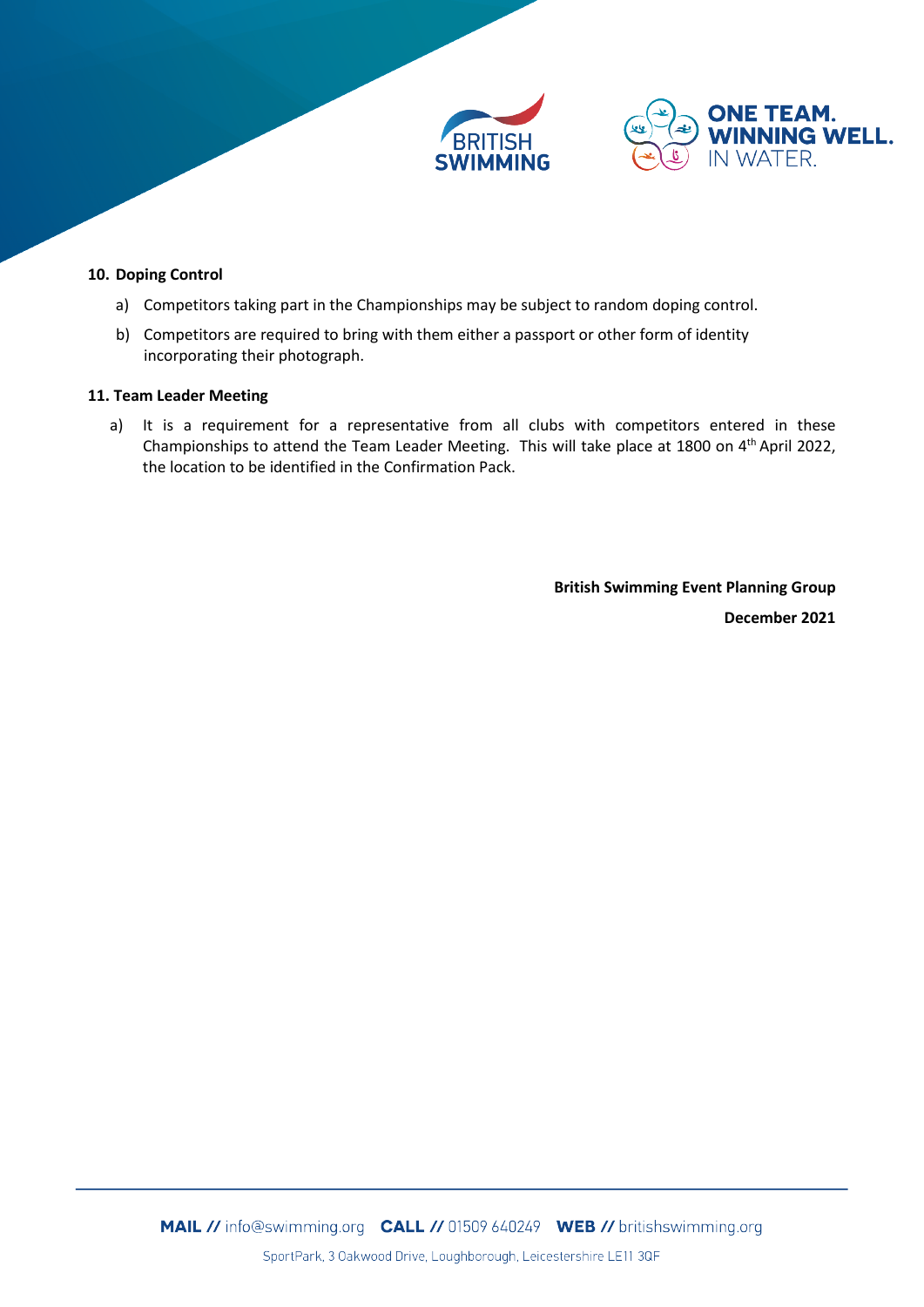## 10. Doping Control

a) Competitors taking part in the Championships may be subject to random doping control.

b) Competitors are required to bring with them either a passport or other form of identity incorporating their photograph.

## 11. Team Leader Meeting

a) It is a requirement for a representative from all clubs with competitors entered in these Championships to attend the Team Leader Meeting. This will take place at 1800 on 4th April 2022, the location to be identified in the Confirmation Pack.

**British Swimming Event Planning Group**

**December 2021**